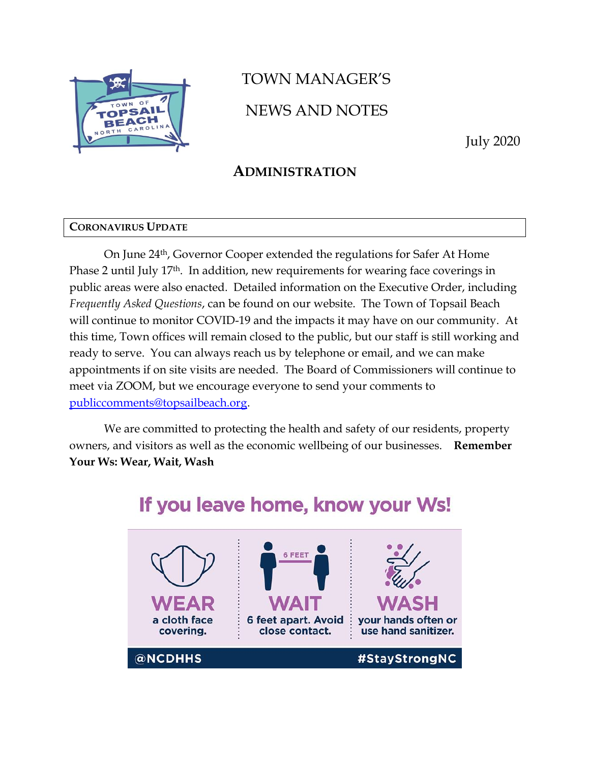# TOWN MANAGER'S

# NEWS AND NOTES

July 2020

## ADMINISTRATION

### CORONAVIRUS UPDATE

On June 24th, Governor Cooper extended the regulations for Safer At Home Phase 2 until July 17th. In addition, new requirements for wearing face coverings in public areas were also enacted. Detailed information on the Executive Order, including *Frequently Asked Questions*, can be found on our website. The Town of Topsail Beach will continue to monitor COVID-19 and the impacts it may have on our community. At this time, Town offices will remain closed to the public, but our staff is still working and ready to serve. You can always reach us by telephone or email, and we can make appointments if on site visits are needed. The Board of Commissioners will continue to meet via ZOOM, but we encourage everyone to send your comments to publiccomments@topsailbeach.org.

We are committed to protecting the health and safety of our residents, property owners, and visitors as well as the economic wellbeing of our businesses. **Remember Your Ws: Wear, Wait, Wash**

If you leave home, know your Ws!

**WEAR** a cloth face covering.

**WAIT** 6 feet apart. Avoid close contact.

**WASH** your hands often or use hand sanitizer.

@NCDHHS #StayStrongNC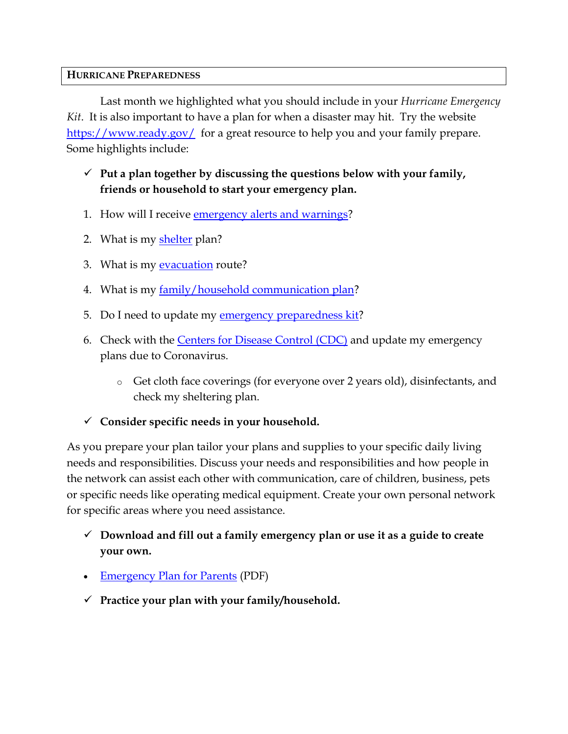## HURRICANE PREPAREDNESS

Last month we highlighted what you should include in your *Hurricane Emergency Kit*. It is also important to have a plan for when a disaster may hit. Try the website https://www.ready.gov/ for a great resource to help you and your family prepare. Some highlights include:

- ✓ **Put a plan together by discussing the questions below with your family, friends or household to start your emergency plan.**

1. How will I receive emergency alerts and warnings?
2. What is my shelter plan?
3. What is my evacuation route?
4. What is my family/household communication plan?
5. Do I need to update my emergency preparedness kit?
6. Check with the Centers for Disease Control (CDC) and update my emergency plans due to Coronavirus.
   - Get cloth face coverings (for everyone over 2 years old), disinfectants, and check my sheltering plan.

- ✓ **Consider specific needs in your household.**

As you prepare your plan tailor your plans and supplies to your specific daily living needs and responsibilities. Discuss your needs and responsibilities and how people in the network can assist each other with communication, care of children, business, pets or specific needs like operating medical equipment. Create your own personal network for specific areas where you need assistance.

- ✓ **Download and fill out a family emergency plan or use it as a guide to create your own.**

- Emergency Plan for Parents (PDF)

- ✓ **Practice your plan with your family/household.**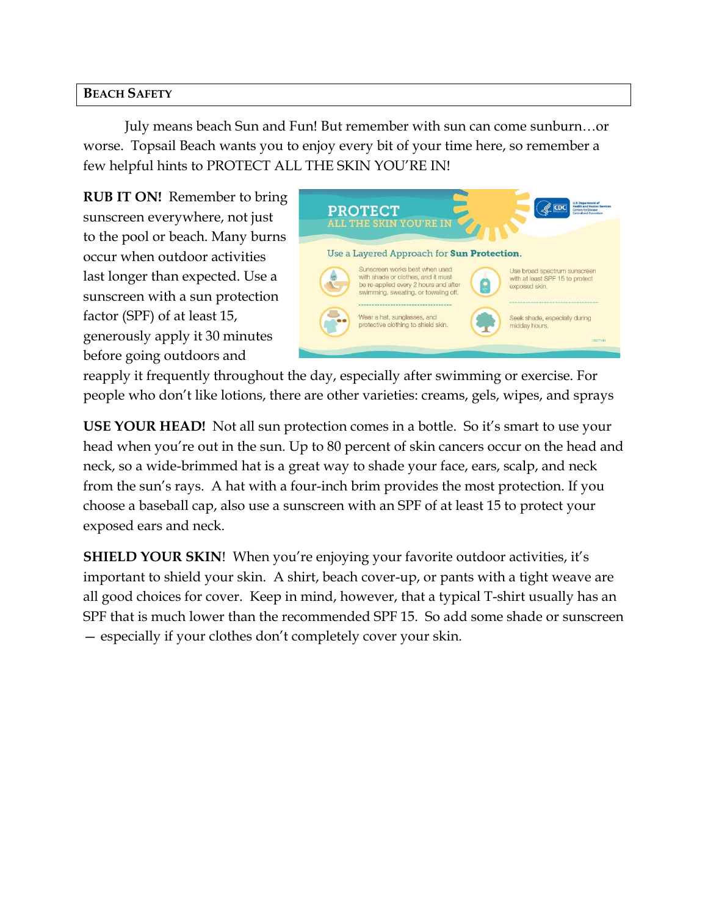## Beach Safety

July means beach Sun and Fun! But remember with sun can come sunburn…or worse. Topsail Beach wants you to enjoy every bit of your time here, so remember a few helpful hints to PROTECT ALL THE SKIN YOU'RE IN!

**RUB IT ON!** Remember to bring sunscreen everywhere, not just to the pool or beach. Many burns occur when outdoor activities last longer than expected. Use a sunscreen with a sun protection factor (SPF) of at least 15, generously apply it 30 minutes before going outdoors and reapply it frequently throughout the day, especially after swimming or exercise. For people who don't like lotions, there are other varieties: creams, gels, wipes, and sprays

**USE YOUR HEAD!** Not all sun protection comes in a bottle. So it's smart to use your head when you're out in the sun. Up to 80 percent of skin cancers occur on the head and neck, so a wide-brimmed hat is a great way to shade your face, ears, scalp, and neck from the sun's rays. A hat with a four-inch brim provides the most protection. If you choose a baseball cap, also use a sunscreen with an SPF of at least 15 to protect your exposed ears and neck.

**SHIELD YOUR SKIN**! When you're enjoying your favorite outdoor activities, it's important to shield your skin. A shirt, beach cover-up, or pants with a tight weave are all good choices for cover. Keep in mind, however, that a typical T-shirt usually has an SPF that is much lower than the recommended SPF 15. So add some shade or sunscreen — especially if your clothes don't completely cover your skin.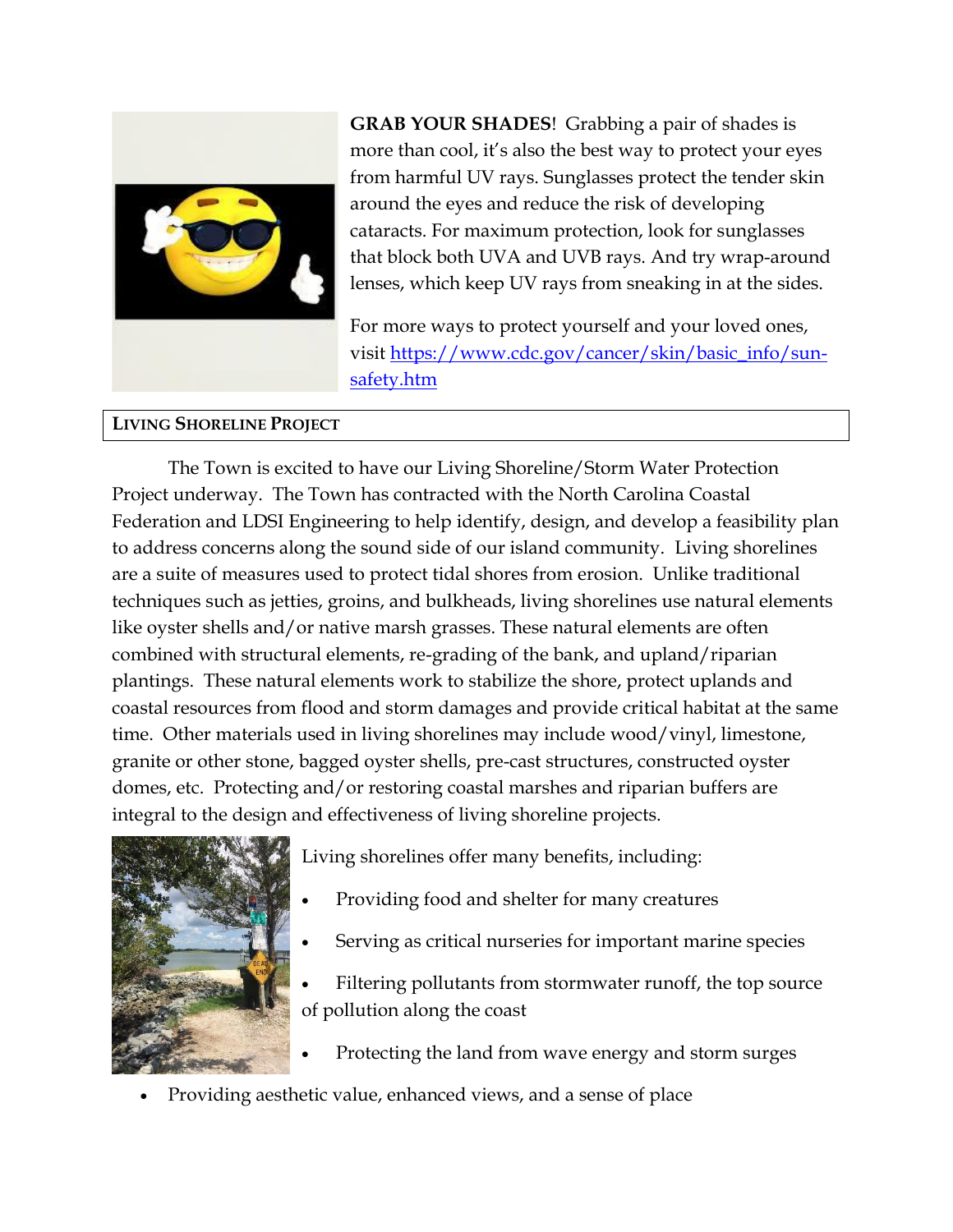**GRAB YOUR SHADES**! Grabbing a pair of shades is more than cool, it's also the best way to protect your eyes from harmful UV rays. Sunglasses protect the tender skin around the eyes and reduce the risk of developing cataracts. For maximum protection, look for sunglasses that block both UVA and UVB rays. And try wrap-around lenses, which keep UV rays from sneaking in at the sides.

For more ways to protect yourself and your loved ones, visit [https://www.cdc.gov/cancer/skin/basic_info/sun-safety.htm](https://www.cdc.gov/cancer/skin/basic_info/sun-safety.htm)

## LIVING SHORELINE PROJECT

The Town is excited to have our Living Shoreline/Storm Water Protection Project underway. The Town has contracted with the North Carolina Coastal Federation and LDSI Engineering to help identify, design, and develop a feasibility plan to address concerns along the sound side of our island community. Living shorelines are a suite of measures used to protect tidal shores from erosion. Unlike traditional techniques such as jetties, groins, and bulkheads, living shorelines use natural elements like oyster shells and/or native marsh grasses. These natural elements are often combined with structural elements, re-grading of the bank, and upland/riparian plantings. These natural elements work to stabilize the shore, protect uplands and coastal resources from flood and storm damages and provide critical habitat at the same time. Other materials used in living shorelines may include wood/vinyl, limestone, granite or other stone, bagged oyster shells, pre-cast structures, constructed oyster domes, etc. Protecting and/or restoring coastal marshes and riparian buffers are integral to the design and effectiveness of living shoreline projects.

Living shorelines offer many benefits, including:

- Providing food and shelter for many creatures
- Serving as critical nurseries for important marine species
- Filtering pollutants from stormwater runoff, the top source of pollution along the coast
- Protecting the land from wave energy and storm surges
- Providing aesthetic value, enhanced views, and a sense of place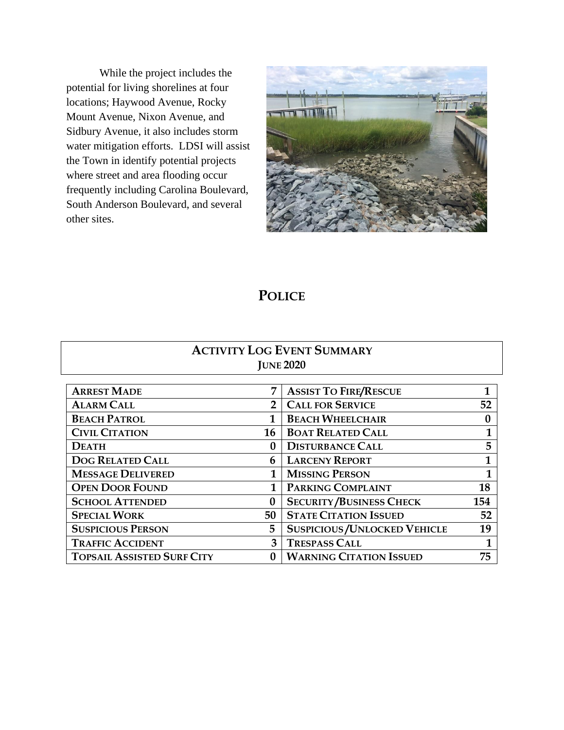While the project includes the potential for living shorelines at four locations; Haywood Avenue, Rocky Mount Avenue, Nixon Avenue, and Sidbury Avenue, it also includes storm water mitigation efforts. LDSI will assist the Town in identify potential projects where street and area flooding occur frequently including Carolina Boulevard, South Anderson Boulevard, and several other sites.

# POLICE

## ACTIVITY LOG EVENT SUMMARY
### JUNE 2020

| Event | Count | Event | Count |
|---|---|---|---|
| ARREST MADE | 7 | ASSIST TO FIRE/RESCUE | 1 |
| ALARM CALL | 2 | CALL FOR SERVICE | 52 |
| BEACH PATROL | 1 | BEACH WHEELCHAIR | 0 |
| CIVIL CITATION | 16 | BOAT RELATED CALL | 1 |
| DEATH | 0 | DISTURBANCE CALL | 5 |
| DOG RELATED CALL | 6 | LARCENY REPORT | 1 |
| MESSAGE DELIVERED | 1 | MISSING PERSON | 1 |
| OPEN DOOR FOUND | 1 | PARKING COMPLAINT | 18 |
| SCHOOL ATTENDED | 0 | SECURITY/BUSINESS CHECK | 154 |
| SPECIAL WORK | 50 | STATE CITATION ISSUED | 52 |
| SUSPICIOUS PERSON | 5 | SUSPICIOUS/UNLOCKED VEHICLE | 19 |
| TRAFFIC ACCIDENT | 3 | TRESPASS CALL | 1 |
| TOPSAIL ASSISTED SURF CITY | 0 | WARNING CITATION ISSUED | 75 |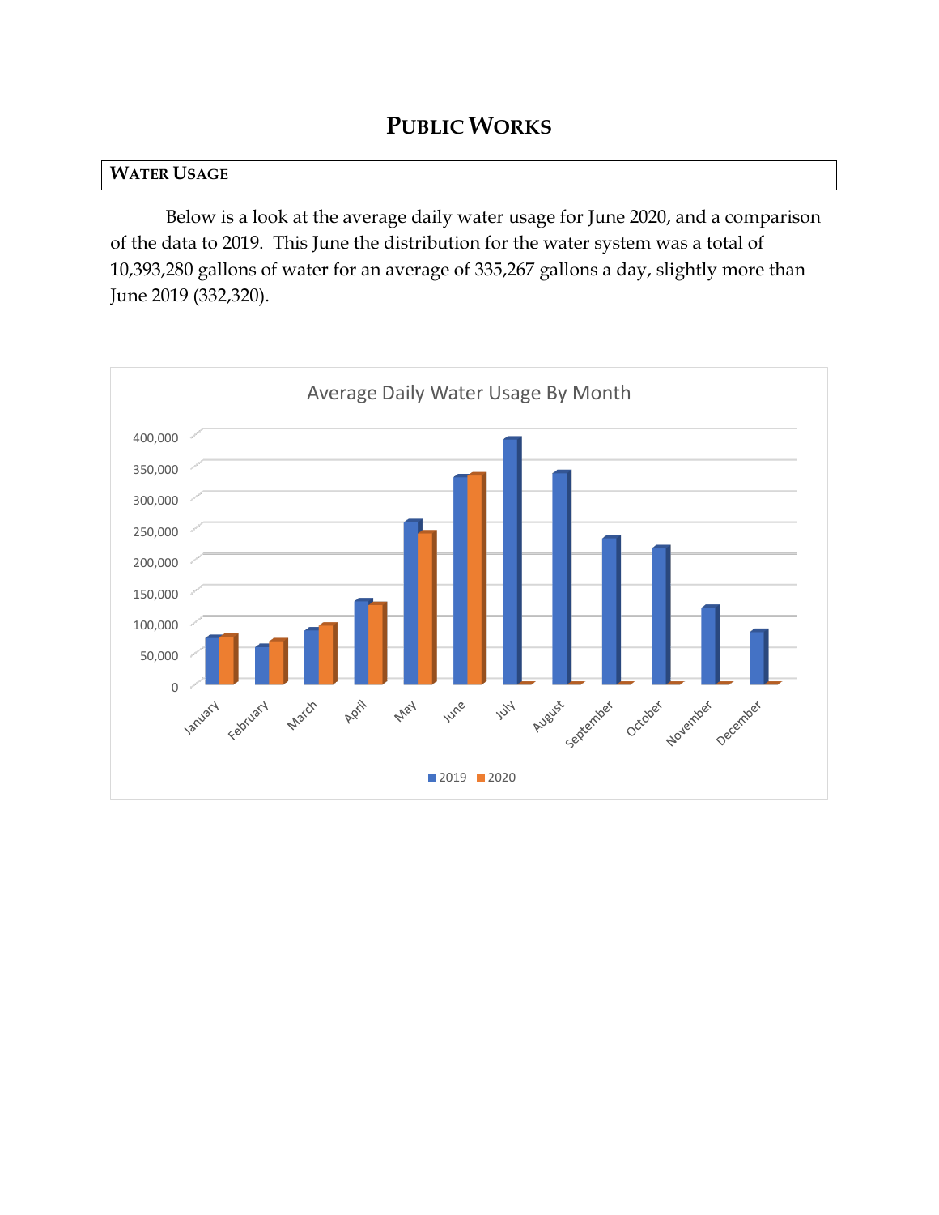# PUBLIC WORKS

## WATER USAGE

Below is a look at the average daily water usage for June 2020, and a comparison of the data to 2019. This June the distribution for the water system was a total of 10,393,280 gallons of water for an average of 335,267 gallons a day, slightly more than June 2019 (332,320).

Average Daily Water Usage By Month

400,000
350,000
300,000
250,000
200,000
150,000
100,000
50,000
0

January February March April May June July August September October November December

2019 2020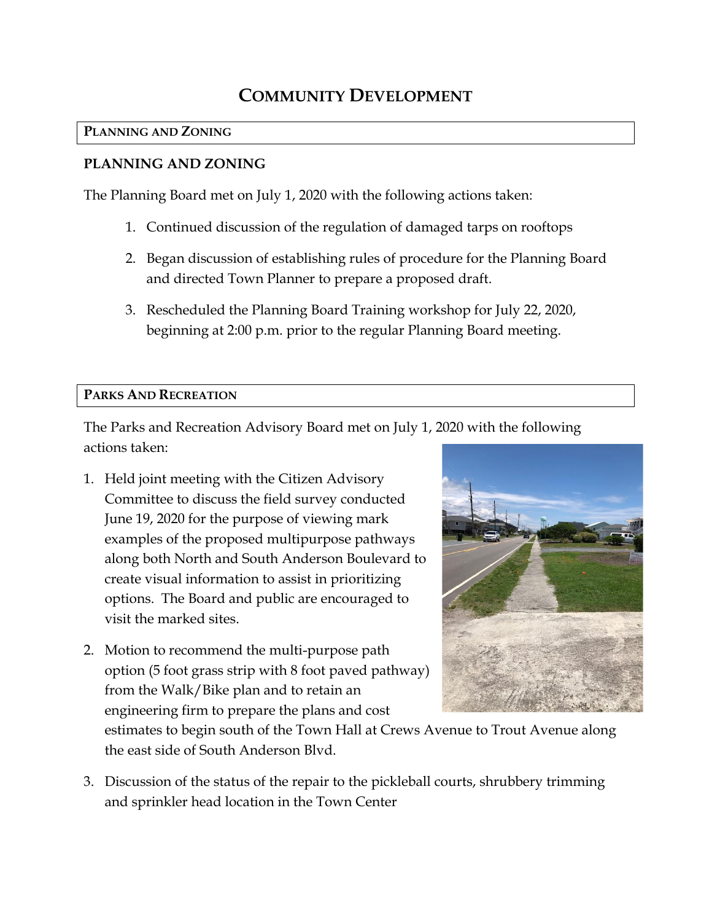# COMMUNITY DEVELOPMENT

**PLANNING AND ZONING**

## PLANNING AND ZONING

The Planning Board met on July 1, 2020 with the following actions taken:

1. Continued discussion of the regulation of damaged tarps on rooftops
2. Began discussion of establishing rules of procedure for the Planning Board and directed Town Planner to prepare a proposed draft.
3. Rescheduled the Planning Board Training workshop for July 22, 2020, beginning at 2:00 p.m. prior to the regular Planning Board meeting.

**PARKS AND RECREATION**

The Parks and Recreation Advisory Board met on July 1, 2020 with the following actions taken:

1. Held joint meeting with the Citizen Advisory Committee to discuss the field survey conducted June 19, 2020 for the purpose of viewing mark examples of the proposed multipurpose pathways along both North and South Anderson Boulevard to create visual information to assist in prioritizing options. The Board and public are encouraged to visit the marked sites.
2. Motion to recommend the multi-purpose path option (5 foot grass strip with 8 foot paved pathway) from the Walk/Bike plan and to retain an engineering firm to prepare the plans and cost estimates to begin south of the Town Hall at Crews Avenue to Trout Avenue along the east side of South Anderson Blvd.
3. Discussion of the status of the repair to the pickleball courts, shrubbery trimming and sprinkler head location in the Town Center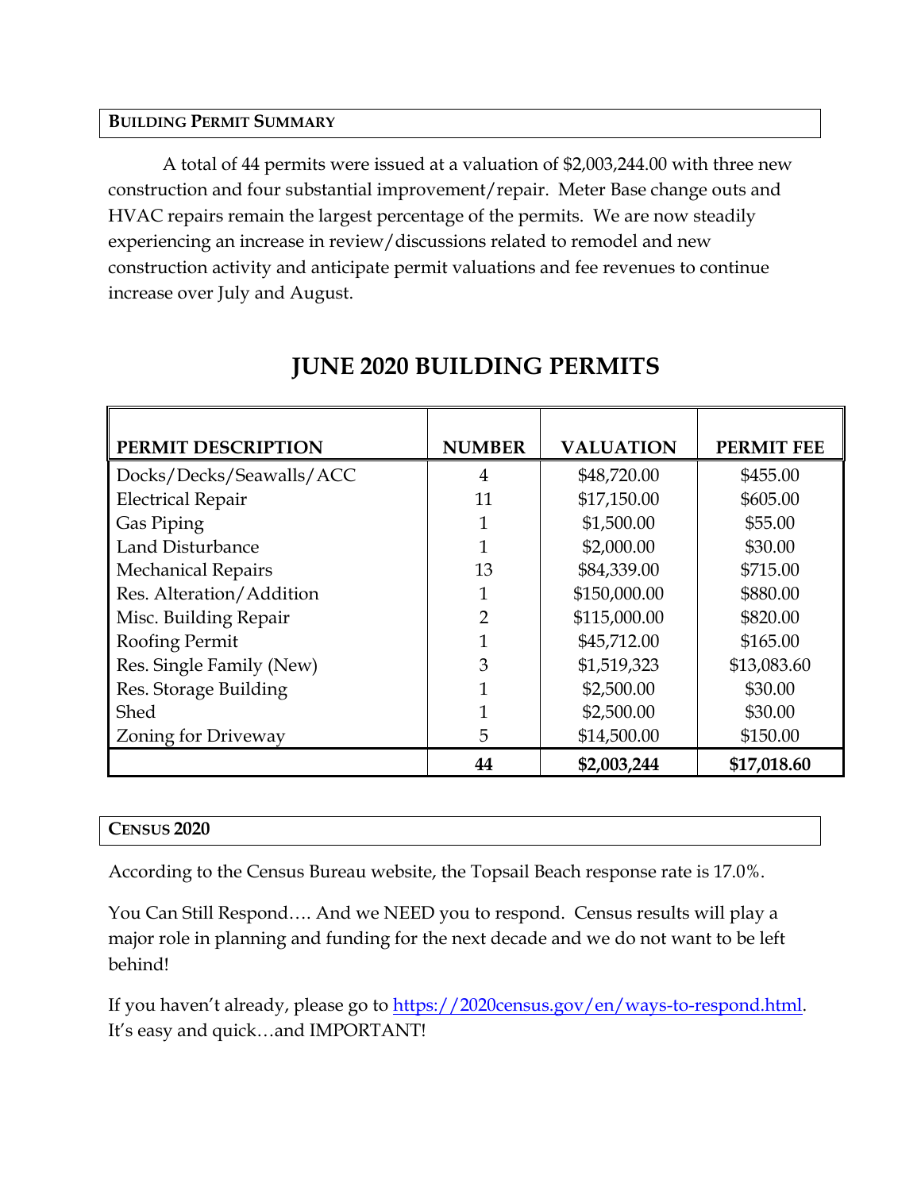## BUILDING PERMIT SUMMARY

A total of 44 permits were issued at a valuation of $2,003,244.00 with three new construction and four substantial improvement/repair. Meter Base change outs and HVAC repairs remain the largest percentage of the permits. We are now steadily experiencing an increase in review/discussions related to remodel and new construction activity and anticipate permit valuations and fee revenues to continue increase over July and August.

# JUNE 2020 BUILDING PERMITS

| PERMIT DESCRIPTION | NUMBER | VALUATION | PERMIT FEE |
|---|---|---|---|
| Docks/Decks/Seawalls/ACC | 4 | $48,720.00 | $455.00 |
| Electrical Repair | 11 | $17,150.00 | $605.00 |
| Gas Piping | 1 | $1,500.00 | $55.00 |
| Land Disturbance | 1 | $2,000.00 | $30.00 |
| Mechanical Repairs | 13 | $84,339.00 | $715.00 |
| Res. Alteration/Addition | 1 | $150,000.00 | $880.00 |
| Misc. Building Repair | 2 | $115,000.00 | $820.00 |
| Roofing Permit | 1 | $45,712.00 | $165.00 |
| Res. Single Family (New) | 3 | $1,519,323 | $13,083.60 |
| Res. Storage Building | 1 | $2,500.00 | $30.00 |
| Shed | 1 | $2,500.00 | $30.00 |
| Zoning for Driveway | 5 | $14,500.00 | $150.00 |
| | **44** | **$2,003,244** | **$17,018.60** |

## CENSUS 2020

According to the Census Bureau website, the Topsail Beach response rate is 17.0%.

You Can Still Respond…. And we NEED you to respond. Census results will play a major role in planning and funding for the next decade and we do not want to be left behind!

If you haven't already, please go to https://2020census.gov/en/ways-to-respond.html. It's easy and quick…and IMPORTANT!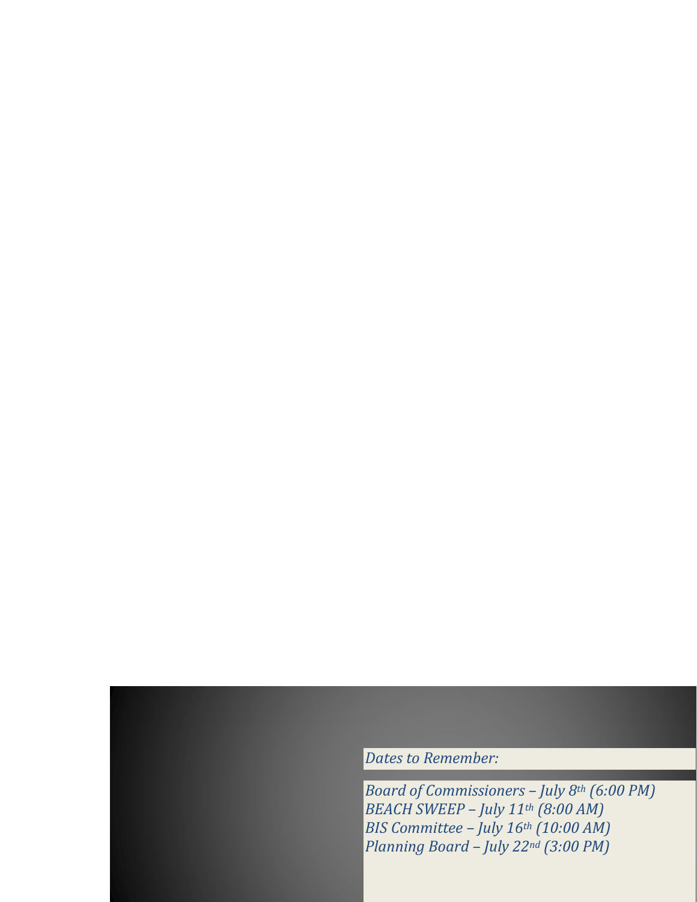*Dates to Remember:*

*Board of Commissioners – July 8th (6:00 PM)*
*BEACH SWEEP – July 11th (8:00 AM)*
*BIS Committee – July 16th (10:00 AM)*
*Planning Board – July 22nd (3:00 PM)*